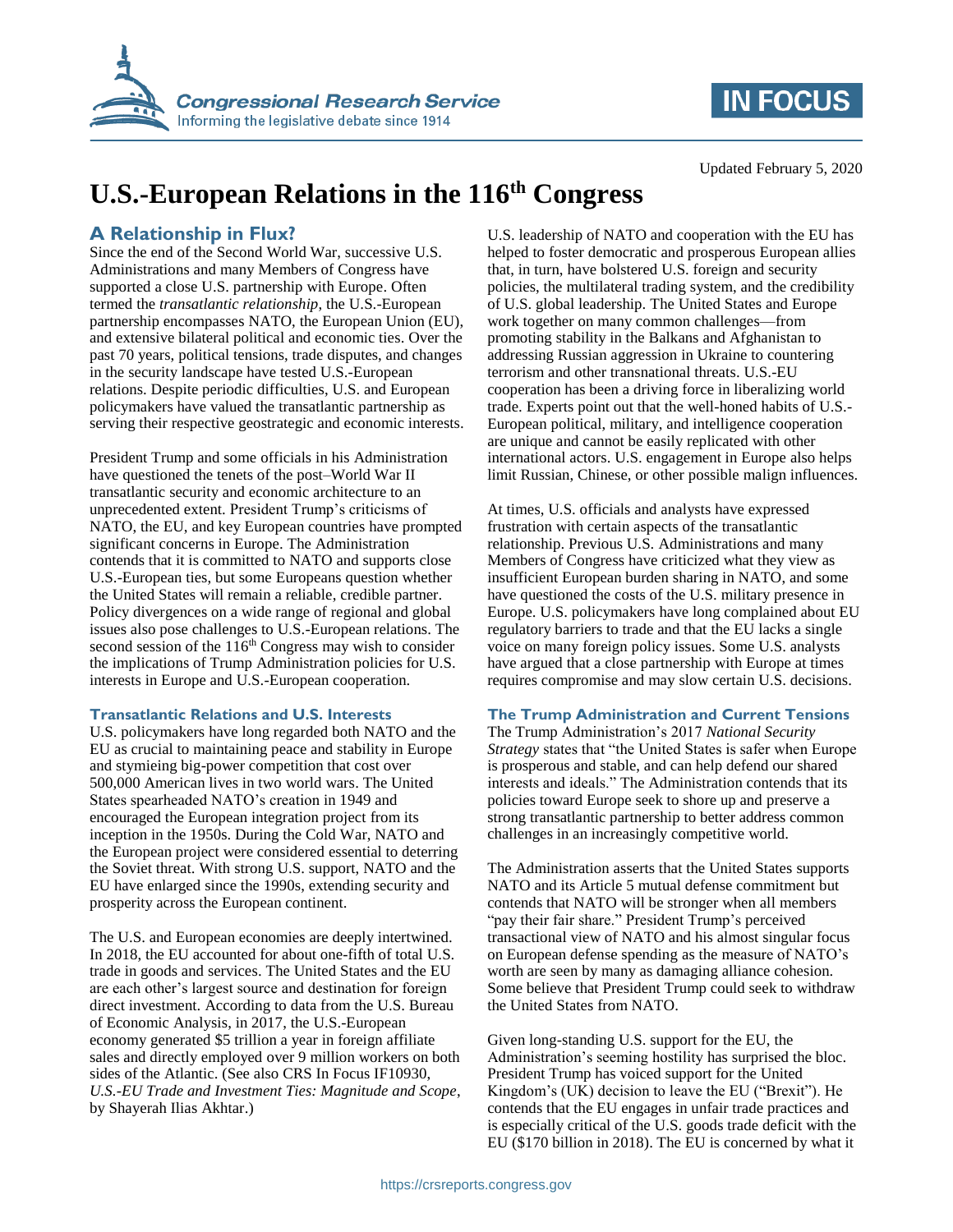Updated February 5, 2020

# U.S.-European Relations in the 116th Congress

## A Relationship in Flux?

Since the end of the Second World War, successive U.S. Administrations and many Members of Congress have supported a close U.S. partnership with Europe. Often termed the *transatlantic relationship*, the U.S.-European partnership encompasses NATO, the European Union (EU), and extensive bilateral political and economic ties. Over the past 70 years, political tensions, trade disputes, and changes in the security landscape have tested U.S.-European relations. Despite periodic difficulties, U.S. and European policymakers have valued the transatlantic partnership as serving their respective geostrategic and economic interests.

President Trump and some officials in his Administration have questioned the tenets of the post–World War II transatlantic security and economic architecture to an unprecedented extent. President Trump's criticisms of NATO, the EU, and key European countries have prompted significant concerns in Europe. The Administration contends that it is committed to NATO and supports close U.S.-European ties, but some Europeans question whether the United States will remain a reliable, credible partner. Policy divergences on a wide range of regional and global issues also pose challenges to U.S.-European relations. The second session of the 116th Congress may wish to consider the implications of Trump Administration policies for U.S. interests in Europe and U.S.-European cooperation.

### Transatlantic Relations and U.S. Interests

U.S. policymakers have long regarded both NATO and the EU as crucial to maintaining peace and stability in Europe and stymieing big-power competition that cost over 500,000 American lives in two world wars. The United States spearheaded NATO's creation in 1949 and encouraged the European integration project from its inception in the 1950s. During the Cold War, NATO and the European project were considered essential to deterring the Soviet threat. With strong U.S. support, NATO and the EU have enlarged since the 1990s, extending security and prosperity across the European continent.

The U.S. and European economies are deeply intertwined. In 2018, the EU accounted for about one-fifth of total U.S. trade in goods and services. The United States and the EU are each other's largest source and destination for foreign direct investment. According to data from the U.S. Bureau of Economic Analysis, in 2017, the U.S.-European economy generated $5 trillion a year in foreign affiliate sales and directly employed over 9 million workers on both sides of the Atlantic. (See also CRS In Focus IF10930, *U.S.-EU Trade and Investment Ties: Magnitude and Scope*, by Shayerah Ilias Akhtar.)

U.S. leadership of NATO and cooperation with the EU has helped to foster democratic and prosperous European allies that, in turn, have bolstered U.S. foreign and security policies, the multilateral trading system, and the credibility of U.S. global leadership. The United States and Europe work together on many common challenges—from promoting stability in the Balkans and Afghanistan to addressing Russian aggression in Ukraine to countering terrorism and other transnational threats. U.S.-EU cooperation has been a driving force in liberalizing world trade. Experts point out that the well-honed habits of U.S.-European political, military, and intelligence cooperation are unique and cannot be easily replicated with other international actors. U.S. engagement in Europe also helps limit Russian, Chinese, or other possible malign influences.

At times, U.S. officials and analysts have expressed frustration with certain aspects of the transatlantic relationship. Previous U.S. Administrations and many Members of Congress have criticized what they view as insufficient European burden sharing in NATO, and some have questioned the costs of the U.S. military presence in Europe. U.S. policymakers have long complained about EU regulatory barriers to trade and that the EU lacks a single voice on many foreign policy issues. Some U.S. analysts have argued that a close partnership with Europe at times requires compromise and may slow certain U.S. decisions.

### The Trump Administration and Current Tensions

The Trump Administration's 2017 *National Security Strategy* states that "the United States is safer when Europe is prosperous and stable, and can help defend our shared interests and ideals." The Administration contends that its policies toward Europe seek to shore up and preserve a strong transatlantic partnership to better address common challenges in an increasingly competitive world.

The Administration asserts that the United States supports NATO and its Article 5 mutual defense commitment but contends that NATO will be stronger when all members "pay their fair share." President Trump's perceived transactional view of NATO and his almost singular focus on European defense spending as the measure of NATO's worth are seen by many as damaging alliance cohesion. Some believe that President Trump could seek to withdraw the United States from NATO.

Given long-standing U.S. support for the EU, the Administration's seeming hostility has surprised the bloc. President Trump has voiced support for the United Kingdom's (UK) decision to leave the EU ("Brexit"). He contends that the EU engages in unfair trade practices and is especially critical of the U.S. goods trade deficit with the EU ($170 billion in 2018). The EU is concerned by what it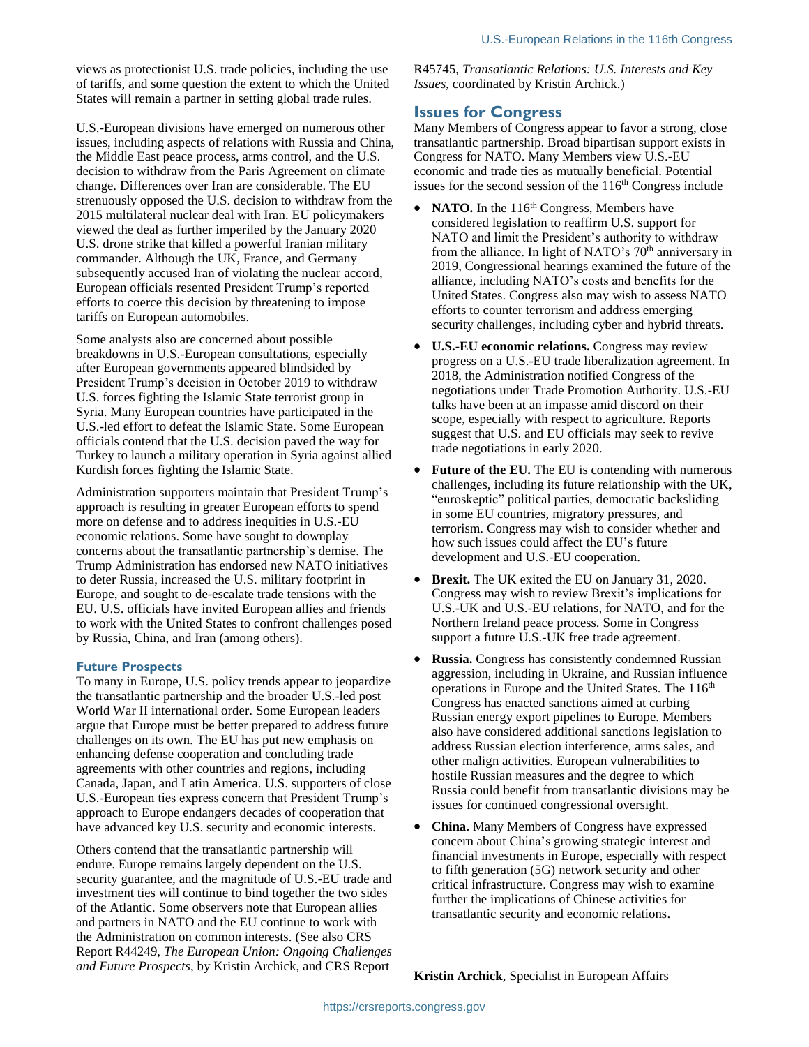views as protectionist U.S. trade policies, including the use of tariffs, and some question the extent to which the United States will remain a partner in setting global trade rules.

U.S.-European divisions have emerged on numerous other issues, including aspects of relations with Russia and China, the Middle East peace process, arms control, and the U.S. decision to withdraw from the Paris Agreement on climate change. Differences over Iran are considerable. The EU strenuously opposed the U.S. decision to withdraw from the 2015 multilateral nuclear deal with Iran. EU policymakers viewed the deal as further imperiled by the January 2020 U.S. drone strike that killed a powerful Iranian military commander. Although the UK, France, and Germany subsequently accused Iran of violating the nuclear accord, European officials resented President Trump's reported efforts to coerce this decision by threatening to impose tariffs on European automobiles.

Some analysts also are concerned about possible breakdowns in U.S.-European consultations, especially after European governments appeared blindsided by President Trump's decision in October 2019 to withdraw U.S. forces fighting the Islamic State terrorist group in Syria. Many European countries have participated in the U.S.-led effort to defeat the Islamic State. Some European officials contend that the U.S. decision paved the way for Turkey to launch a military operation in Syria against allied Kurdish forces fighting the Islamic State.

Administration supporters maintain that President Trump's approach is resulting in greater European efforts to spend more on defense and to address inequities in U.S.-EU economic relations. Some have sought to downplay concerns about the transatlantic partnership's demise. The Trump Administration has endorsed new NATO initiatives to deter Russia, increased the U.S. military footprint in Europe, and sought to de-escalate trade tensions with the EU. U.S. officials have invited European allies and friends to work with the United States to confront challenges posed by Russia, China, and Iran (among others).

### Future Prospects

To many in Europe, U.S. policy trends appear to jeopardize the transatlantic partnership and the broader U.S.-led post–World War II international order. Some European leaders argue that Europe must be better prepared to address future challenges on its own. The EU has put new emphasis on enhancing defense cooperation and concluding trade agreements with other countries and regions, including Canada, Japan, and Latin America. U.S. supporters of close U.S.-European ties express concern that President Trump's approach to Europe endangers decades of cooperation that have advanced key U.S. security and economic interests.

Others contend that the transatlantic partnership will endure. Europe remains largely dependent on the U.S. security guarantee, and the magnitude of U.S.-EU trade and investment ties will continue to bind together the two sides of the Atlantic. Some observers note that European allies and partners in NATO and the EU continue to work with the Administration on common interests. (See also CRS Report R44249, *The European Union: Ongoing Challenges and Future Prospects*, by Kristin Archick, and CRS Report R45745, *Transatlantic Relations: U.S. Interests and Key Issues*, coordinated by Kristin Archick.)

## Issues for Congress

Many Members of Congress appear to favor a strong, close transatlantic partnership. Broad bipartisan support exists in Congress for NATO. Many Members view U.S.-EU economic and trade ties as mutually beneficial. Potential issues for the second session of the 116th Congress include

- **NATO.** In the 116th Congress, Members have considered legislation to reaffirm U.S. support for NATO and limit the President's authority to withdraw from the alliance. In light of NATO's 70th anniversary in 2019, Congressional hearings examined the future of the alliance, including NATO's costs and benefits for the United States. Congress also may wish to assess NATO efforts to counter terrorism and address emerging security challenges, including cyber and hybrid threats.
- **U.S.-EU economic relations.** Congress may review progress on a U.S.-EU trade liberalization agreement. In 2018, the Administration notified Congress of the negotiations under Trade Promotion Authority. U.S.-EU talks have been at an impasse amid discord on their scope, especially with respect to agriculture. Reports suggest that U.S. and EU officials may seek to revive trade negotiations in early 2020.
- **Future of the EU.** The EU is contending with numerous challenges, including its future relationship with the UK, "euroskeptic" political parties, democratic backsliding in some EU countries, migratory pressures, and terrorism. Congress may wish to consider whether and how such issues could affect the EU's future development and U.S.-EU cooperation.
- **Brexit.** The UK exited the EU on January 31, 2020. Congress may wish to review Brexit's implications for U.S.-UK and U.S.-EU relations, for NATO, and for the Northern Ireland peace process. Some in Congress support a future U.S.-UK free trade agreement.
- **Russia.** Congress has consistently condemned Russian aggression, including in Ukraine, and Russian influence operations in Europe and the United States. The 116th Congress has enacted sanctions aimed at curbing Russian energy export pipelines to Europe. Members also have considered additional sanctions legislation to address Russian election interference, arms sales, and other malign activities. European vulnerabilities to hostile Russian measures and the degree to which Russia could benefit from transatlantic divisions may be issues for continued congressional oversight.
- **China.** Many Members of Congress have expressed concern about China's growing strategic interest and financial investments in Europe, especially with respect to fifth generation (5G) network security and other critical infrastructure. Congress may wish to examine further the implications of Chinese activities for transatlantic security and economic relations.

**Kristin Archick**, Specialist in European Affairs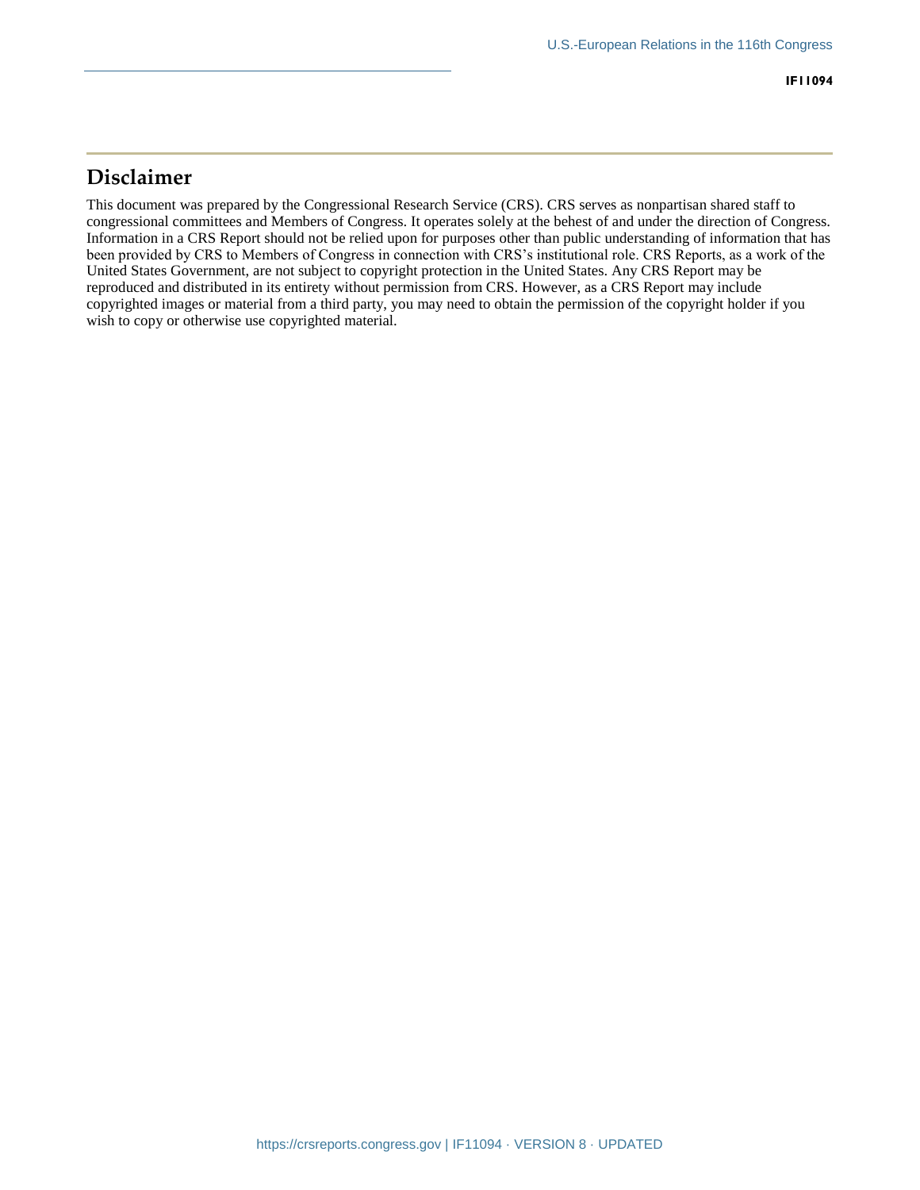## Disclaimer

This document was prepared by the Congressional Research Service (CRS). CRS serves as nonpartisan shared staff to congressional committees and Members of Congress. It operates solely at the behest of and under the direction of Congress. Information in a CRS Report should not be relied upon for purposes other than public understanding of information that has been provided by CRS to Members of Congress in connection with CRS's institutional role. CRS Reports, as a work of the United States Government, are not subject to copyright protection in the United States. Any CRS Report may be reproduced and distributed in its entirety without permission from CRS. However, as a CRS Report may include copyrighted images or material from a third party, you may need to obtain the permission of the copyright holder if you wish to copy or otherwise use copyrighted material.